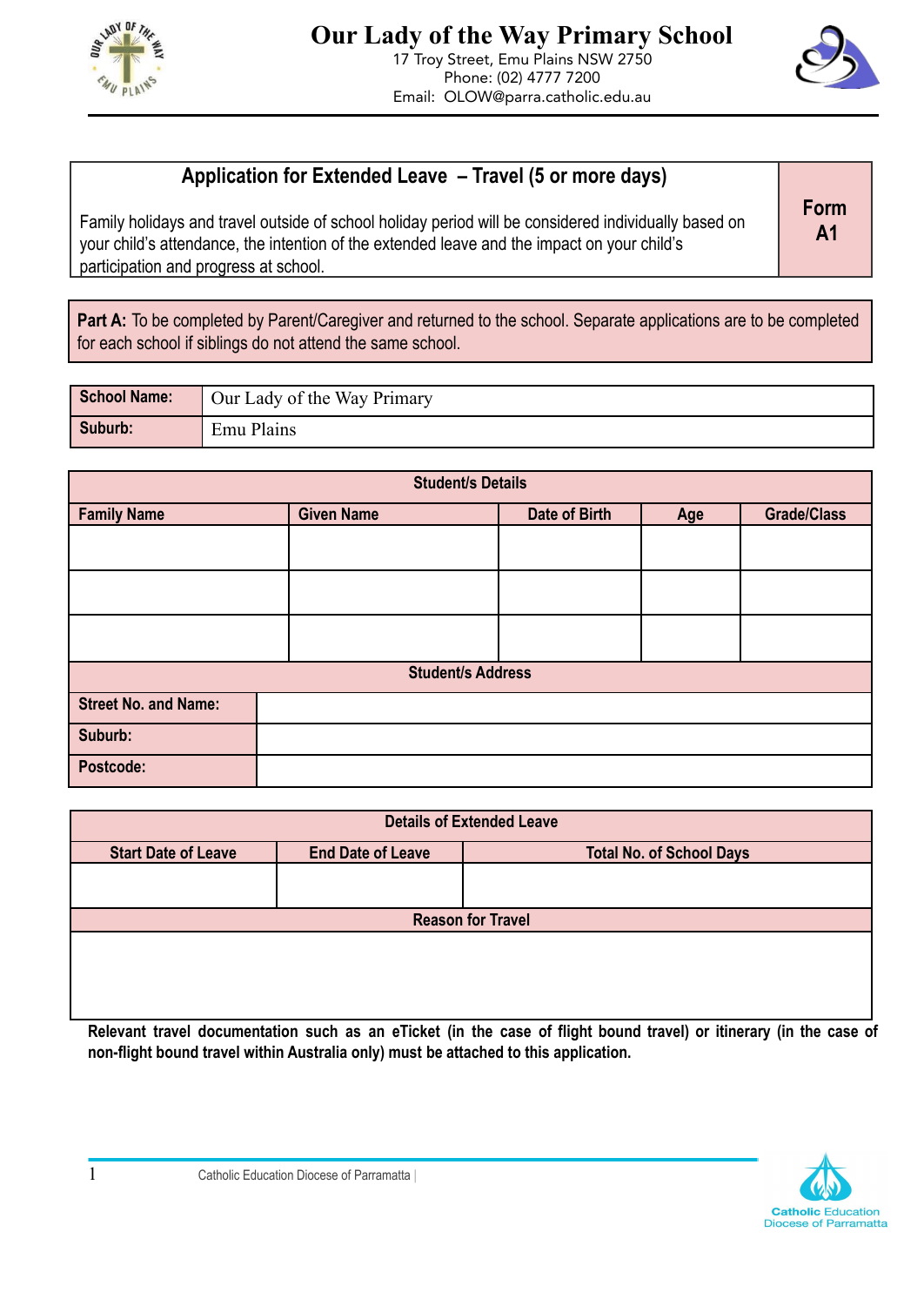# Our Lady of the Way Primary School

17 Troy Street, Emu Plains NSW 2750
Phone: (02) 4777 7200
Email: OLOW@parra.catholic.edu.au

## Application for Extended Leave – Travel (5 or more days)

**Form A1**

Family holidays and travel outside of school holiday period will be considered individually based on your child's attendance, the intention of the extended leave and the impact on your child's participation and progress at school.

**Part A:** To be completed by Parent/Caregiver and returned to the school. Separate applications are to be completed for each school if siblings do not attend the same school.

| **School Name:** | Our Lady of the Way Primary |
|---|---|
| **Suburb:** | Emu Plains |

| **Student/s Details** | | | | |
|---|---|---|---|---|
| **Family Name** | **Given Name** | **Date of Birth** | **Age** | **Grade/Class** |
| | | | | |
| | | | | |
| | | | | |

| **Student/s Address** | |
|---|---|
| **Street No. and Name:** | |
| **Suburb:** | |
| **Postcode:** | |

| **Details of Extended Leave** | | |
|---|---|---|
| **Start Date of Leave** | **End Date of Leave** | **Total No. of School Days** |
| | | |

| **Reason for Travel** |
|---|
| |

**Relevant travel documentation such as an eTicket (in the case of flight bound travel) or itinerary (in the case of non-flight bound travel within Australia only) must be attached to this application.**

Catholic Education Diocese of Parramatta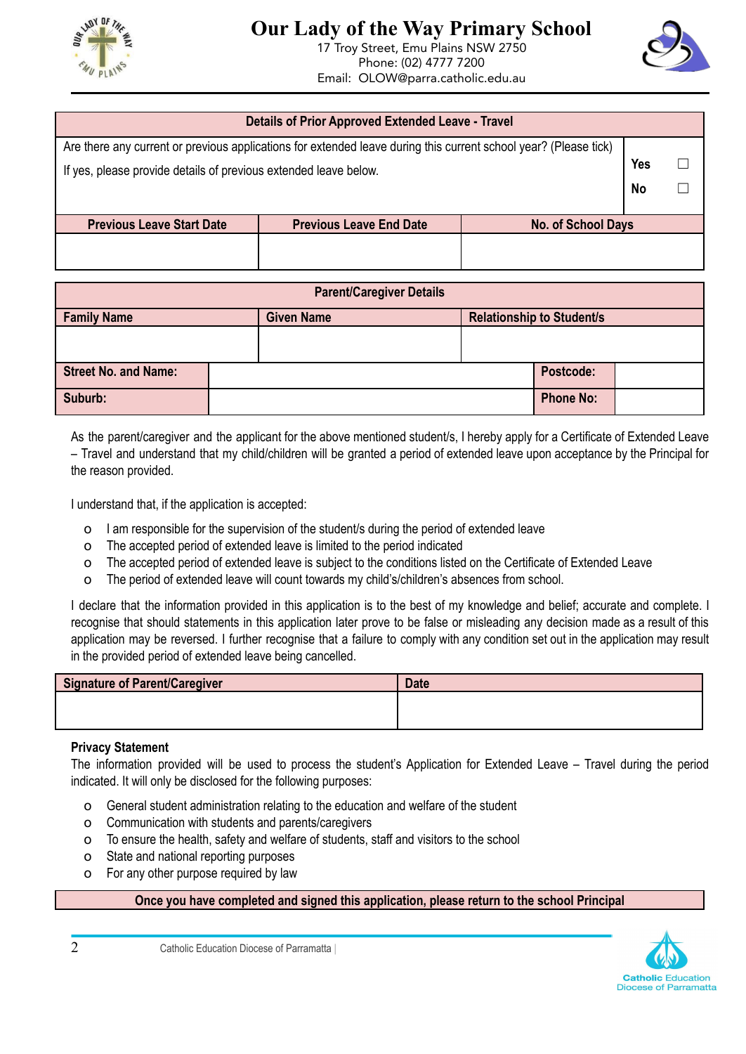# Our Lady of the Way Primary School

17 Troy Street, Emu Plains NSW 2750
Phone: (02) 4777 7200
Email: OLOW@parra.catholic.edu.au

| Details of Prior Approved Extended Leave - Travel | | |
|---|---|---|
| Are there any current or previous applications for extended leave during this current school year? (Please tick)<br>If yes, please provide details of previous extended leave below. | | Yes ☐<br>No ☐ |
| **Previous Leave Start Date** | **Previous Leave End Date** | **No. of School Days** |
| | | |

| Parent/Caregiver Details | | | |
|---|---|---|---|
| **Family Name** | **Given Name** | **Relationship to Student/s** | |
| | | | |
| **Street No. and Name:** | | **Postcode:** | |
| **Suburb:** | | **Phone No:** | |

As the parent/caregiver and the applicant for the above mentioned student/s, I hereby apply for a Certificate of Extended Leave – Travel and understand that my child/children will be granted a period of extended leave upon acceptance by the Principal for the reason provided.

I understand that, if the application is accepted:

- I am responsible for the supervision of the student/s during the period of extended leave
- The accepted period of extended leave is limited to the period indicated
- The accepted period of extended leave is subject to the conditions listed on the Certificate of Extended Leave
- The period of extended leave will count towards my child's/children's absences from school.

I declare that the information provided in this application is to the best of my knowledge and belief; accurate and complete. I recognise that should statements in this application later prove to be false or misleading any decision made as a result of this application may be reversed. I further recognise that a failure to comply with any condition set out in the application may result in the provided period of extended leave being cancelled.

| Signature of Parent/Caregiver | Date |
|---|---|
| | |

**Privacy Statement**

The information provided will be used to process the student's Application for Extended Leave – Travel during the period indicated. It will only be disclosed for the following purposes:

- General student administration relating to the education and welfare of the student
- Communication with students and parents/caregivers
- To ensure the health, safety and welfare of students, staff and visitors to the school
- State and national reporting purposes
- For any other purpose required by law

**Once you have completed and signed this application, please return to the school Principal**

Catholic Education Diocese of Parramatta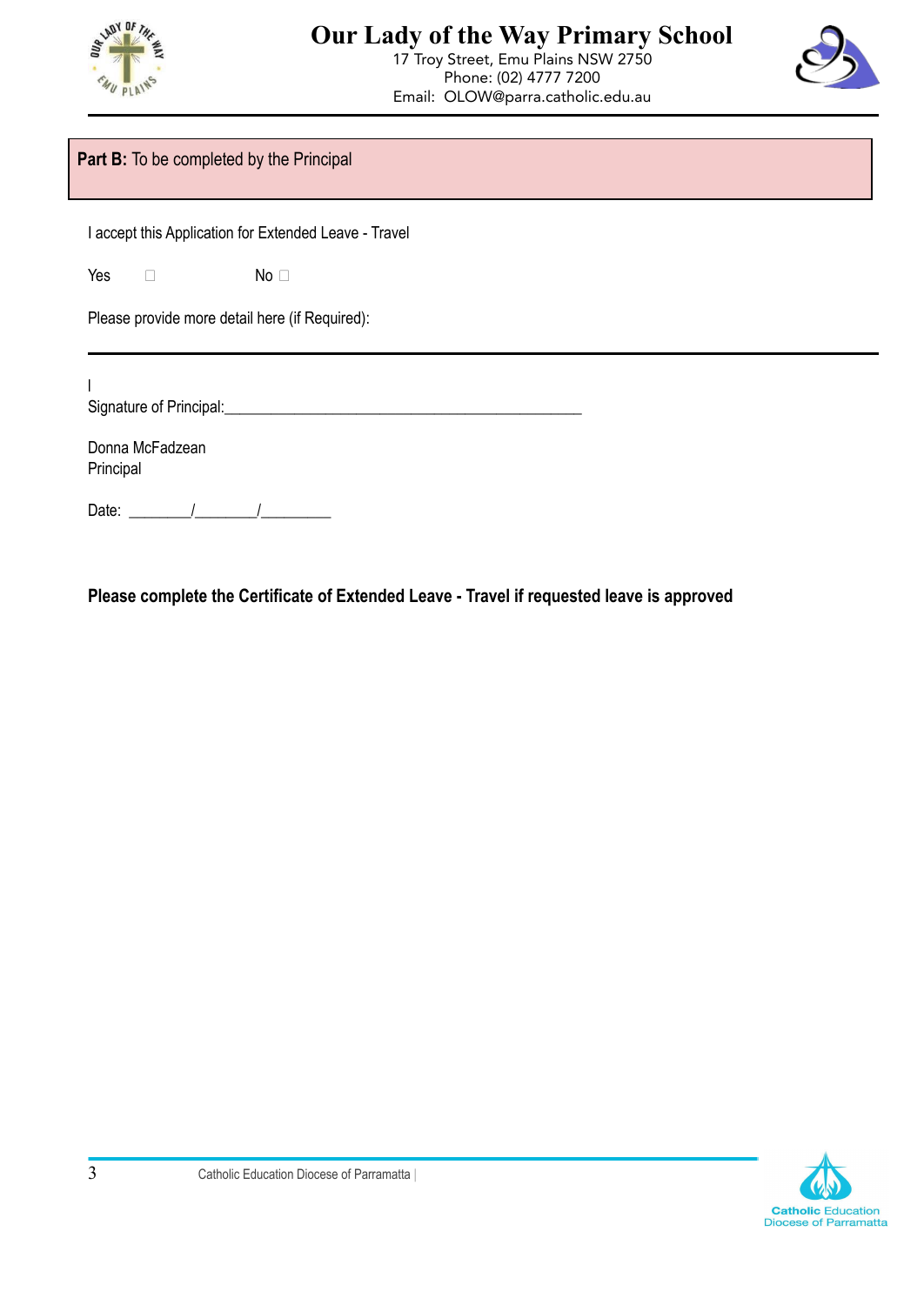# Our Lady of the Way Primary School

17 Troy Street, Emu Plains NSW 2750
Phone: (02) 4777 7200
Email: OLOW@parra.catholic.edu.au

**Part B:** To be completed by the Principal

I accept this Application for Extended Leave - Travel

Yes ☐ No ☐

Please provide more detail here (if Required):

---

I
Signature of Principal:_______________________________________________

Donna McFadzean
Principal

Date: ________/________/_________

**Please complete the Certificate of Extended Leave - Travel if requested leave is approved**

Catholic Education Diocese of Parramatta